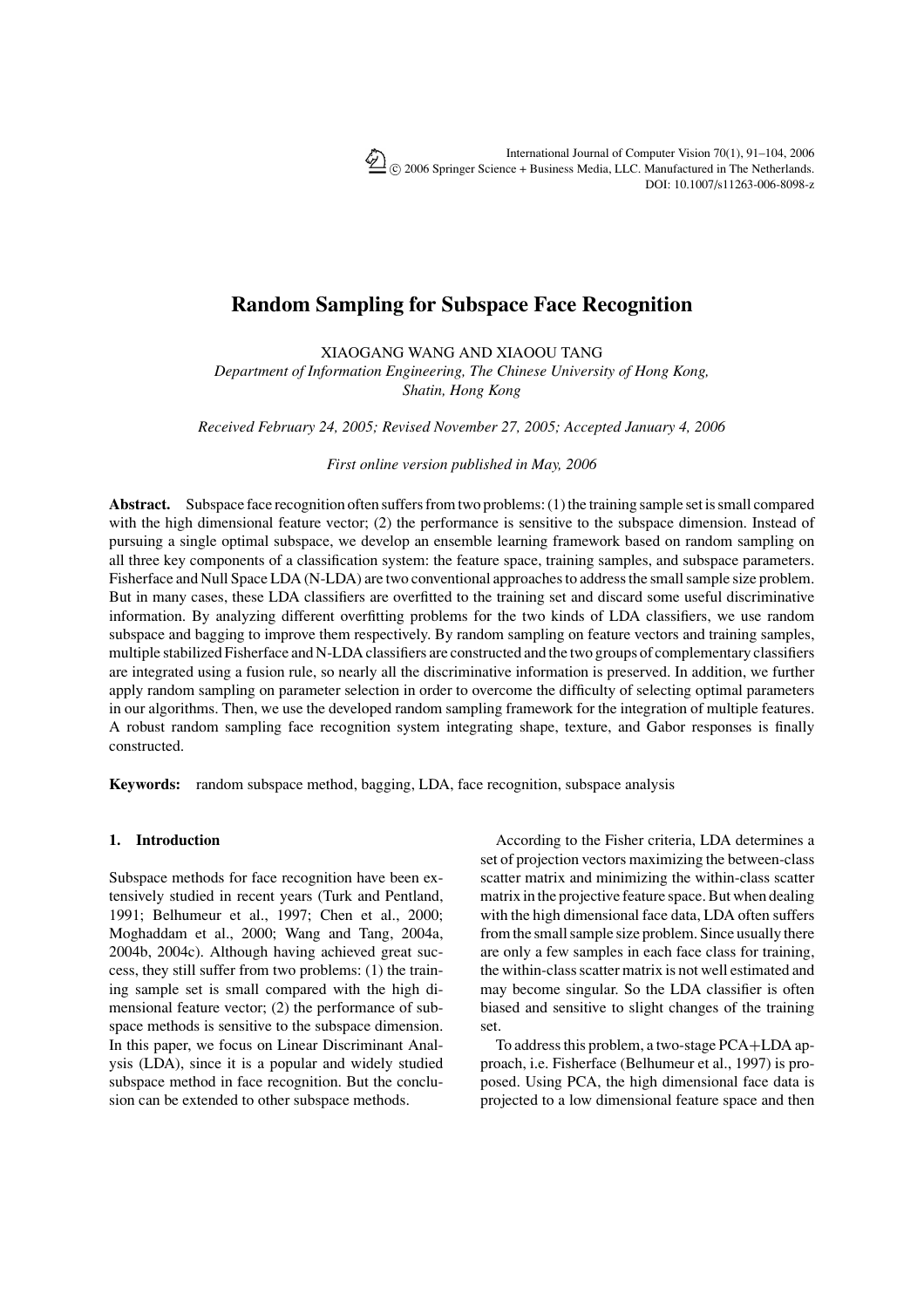# Random Sampling for Subspace Face Recognition

XIAOGANG WANG AND XIAOOU TANG

*Department of Information Engineering, The Chinese University of Hong Kong, Shatin, Hong Kong*

*Received February 24, 2005; Revised November 27, 2005; Accepted January 4, 2006*

*First online version published in May, 2006*

**Abstract.** Subspace face recognition often suffers from two problems: (1) the training sample set is small compared with the high dimensional feature vector; (2) the performance is sensitive to the subspace dimension. Instead of pursuing a single optimal subspace, we develop an ensemble learning framework based on random sampling on all three key components of a classification system: the feature space, training samples, and subspace parameters. Fisherface and Null Space LDA (N-LDA) are two conventional approaches to address the small sample size problem. But in many cases, these LDA classifiers are overfitted to the training set and discard some useful discriminative information. By analyzing different overfitting problems for the two kinds of LDA classifiers, we use random subspace and bagging to improve them respectively. By random sampling on feature vectors and training samples, multiple stabilized Fisherface and N-LDA classifiers are constructed and the two groups of complementary classifiers are integrated using a fusion rule, so nearly all the discriminative information is preserved. In addition, we further apply random sampling on parameter selection in order to overcome the difficulty of selecting optimal parameters in our algorithms. Then, we use the developed random sampling framework for the integration of multiple features. A robust random sampling face recognition system integrating shape, texture, and Gabor responses is finally constructed.

**Keywords:** random subspace method, bagging, LDA, face recognition, subspace analysis

## 1. Introduction

Subspace methods for face recognition have been extensively studied in recent years (Turk and Pentland, 1991; Belhumeur et al., 1997; Chen et al., 2000; Moghaddam et al., 2000; Wang and Tang, 2004a, 2004b, 2004c). Although having achieved great success, they still suffer from two problems: (1) the training sample set is small compared with the high dimensional feature vector; (2) the performance of subspace methods is sensitive to the subspace dimension. In this paper, we focus on Linear Discriminant Analysis (LDA), since it is a popular and widely studied subspace method in face recognition. But the conclusion can be extended to other subspace methods.

According to the Fisher criteria, LDA determines a set of projection vectors maximizing the between-class scatter matrix and minimizing the within-class scatter matrix in the projective feature space. But when dealing with the high dimensional face data, LDA often suffers from the small sample size problem. Since usually there are only a few samples in each face class for training, the within-class scatter matrix is not well estimated and may become singular. So the LDA classifier is often biased and sensitive to slight changes of the training set.

To address this problem, a two-stage PCA+LDA approach, i.e. Fisherface (Belhumeur et al., 1997) is proposed. Using PCA, the high dimensional face data is projected to a low dimensional feature space and then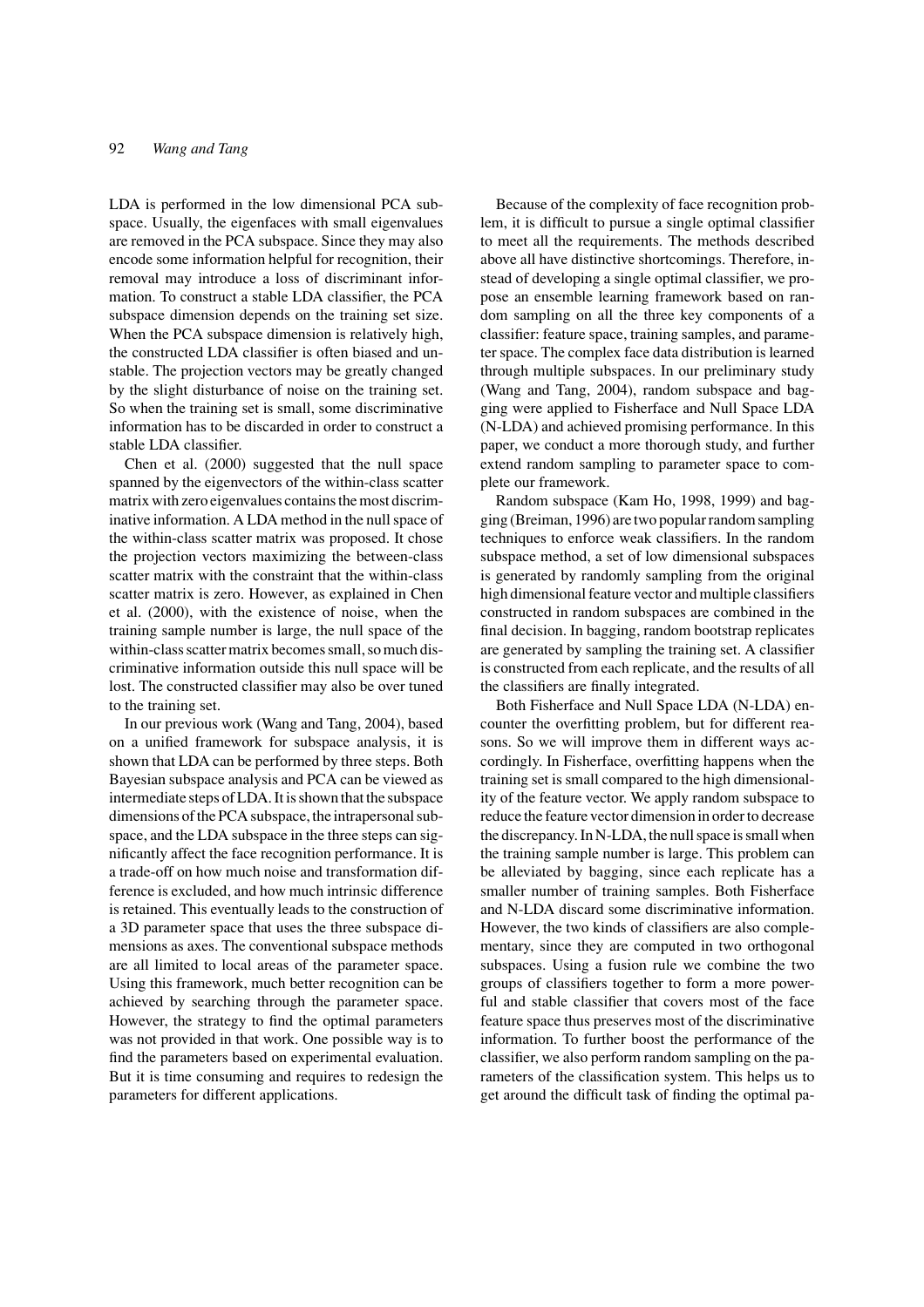LDA is performed in the low dimensional PCA subspace. Usually, the eigenfaces with small eigenvalues are removed in the PCA subspace. Since they may also encode some information helpful for recognition, their removal may introduce a loss of discriminant information. To construct a stable LDA classifier, the PCA subspace dimension depends on the training set size. When the PCA subspace dimension is relatively high, the constructed LDA classifier is often biased and unstable. The projection vectors may be greatly changed by the slight disturbance of noise on the training set. So when the training set is small, some discriminative information has to be discarded in order to construct a stable LDA classifier.

Chen et al. (2000) suggested that the null space spanned by the eigenvectors of the within-class scatter matrix with zero eigenvalues contains the most discriminative information. A LDA method in the null space of the within-class scatter matrix was proposed. It chose the projection vectors maximizing the between-class scatter matrix with the constraint that the within-class scatter matrix is zero. However, as explained in Chen et al. (2000), with the existence of noise, when the training sample number is large, the null space of the within-class scatter matrix becomes small, so much discriminative information outside this null space will be lost. The constructed classifier may also be over tuned to the training set.

In our previous work (Wang and Tang, 2004), based on a unified framework for subspace analysis, it is shown that LDA can be performed by three steps. Both Bayesian subspace analysis and PCA can be viewed as intermediate steps of LDA. It is shown that the subspace dimensions of the PCA subspace, the intrapersonal subspace, and the LDA subspace in the three steps can significantly affect the face recognition performance. It is a trade-off on how much noise and transformation difference is excluded, and how much intrinsic difference is retained. This eventually leads to the construction of a 3D parameter space that uses the three subspace dimensions as axes. The conventional subspace methods are all limited to local areas of the parameter space. Using this framework, much better recognition can be achieved by searching through the parameter space. However, the strategy to find the optimal parameters was not provided in that work. One possible way is to find the parameters based on experimental evaluation. But it is time consuming and requires to redesign the parameters for different applications.

Because of the complexity of face recognition problem, it is difficult to pursue a single optimal classifier to meet all the requirements. The methods described above all have distinctive shortcomings. Therefore, instead of developing a single optimal classifier, we propose an ensemble learning framework based on random sampling on all the three key components of a classifier: feature space, training samples, and parameter space. The complex face data distribution is learned through multiple subspaces. In our preliminary study (Wang and Tang, 2004), random subspace and bagging were applied to Fisherface and Null Space LDA (N-LDA) and achieved promising performance. In this paper, we conduct a more thorough study, and further extend random sampling to parameter space to complete our framework.

Random subspace (Kam Ho, 1998, 1999) and bagging (Breiman, 1996) are two popular random sampling techniques to enforce weak classifiers. In the random subspace method, a set of low dimensional subspaces is generated by randomly sampling from the original high dimensional feature vector and multiple classifiers constructed in random subspaces are combined in the final decision. In bagging, random bootstrap replicates are generated by sampling the training set. A classifier is constructed from each replicate, and the results of all the classifiers are finally integrated.

Both Fisherface and Null Space LDA (N-LDA) encounter the overfitting problem, but for different reasons. So we will improve them in different ways accordingly. In Fisherface, overfitting happens when the training set is small compared to the high dimensionality of the feature vector. We apply random subspace to reduce the feature vector dimension in order to decrease the discrepancy. In N-LDA, the null space is small when the training sample number is large. This problem can be alleviated by bagging, since each replicate has a smaller number of training samples. Both Fisherface and N-LDA discard some discriminative information. However, the two kinds of classifiers are also complementary, since they are computed in two orthogonal subspaces. Using a fusion rule we combine the two groups of classifiers together to form a more powerful and stable classifier that covers most of the face feature space thus preserves most of the discriminative information. To further boost the performance of the classifier, we also perform random sampling on the parameters of the classification system. This helps us to get around the difficult task of finding the optimal pa-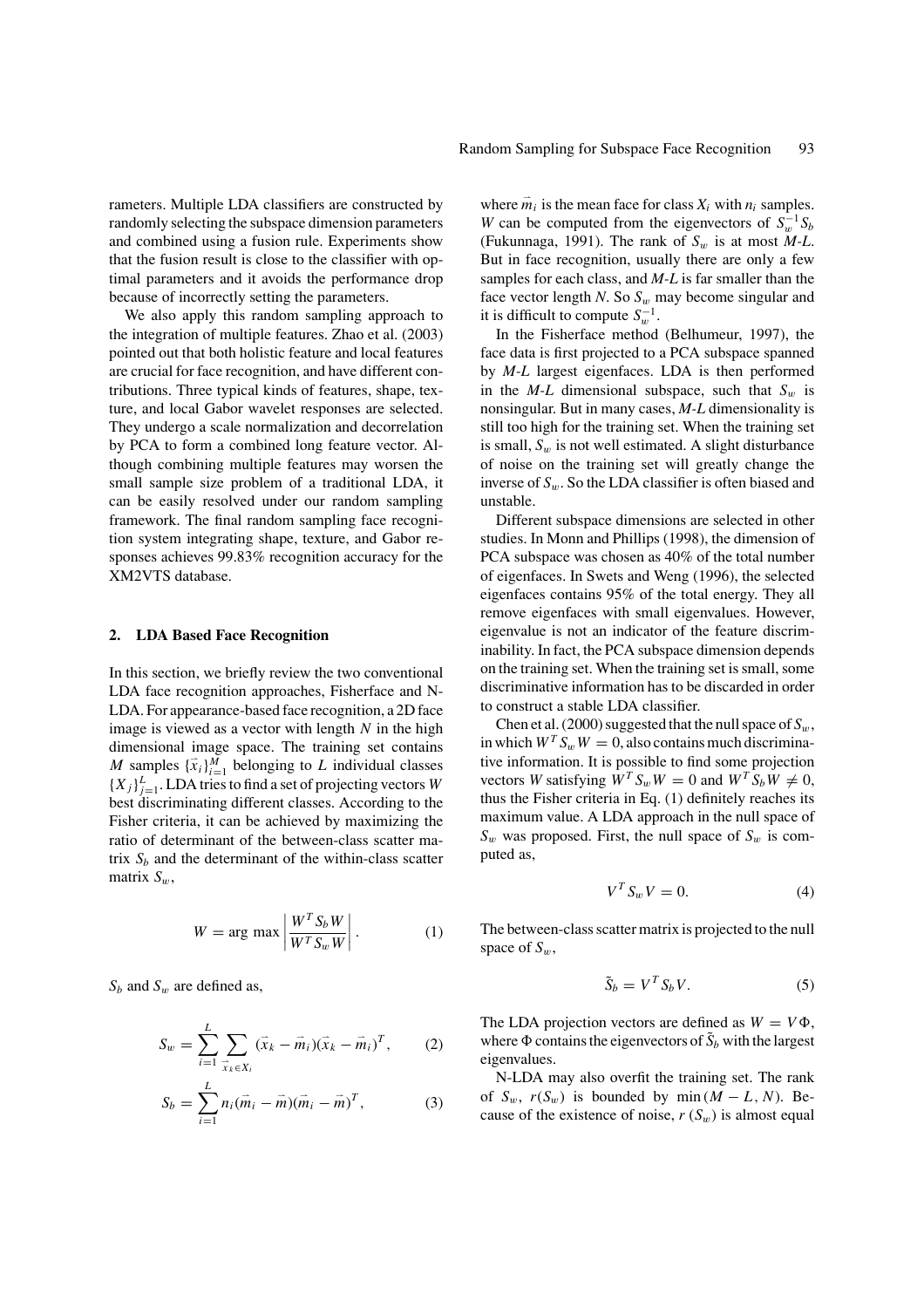rameters. Multiple LDA classifiers are constructed by randomly selecting the subspace dimension parameters and combined using a fusion rule. Experiments show that the fusion result is close to the classifier with optimal parameters and it avoids the performance drop because of incorrectly setting the parameters.

We also apply this random sampling approach to the integration of multiple features. Zhao et al. (2003) pointed out that both holistic feature and local features are crucial for face recognition, and have different contributions. Three typical kinds of features, shape, texture, and local Gabor wavelet responses are selected. They undergo a scale normalization and decorrelation by PCA to form a combined long feature vector. Although combining multiple features may worsen the small sample size problem of a traditional LDA, it can be easily resolved under our random sampling framework. The final random sampling face recognition system integrating shape, texture, and Gabor responses achieves 99.83% recognition accuracy for the XM2VTS database.

## 2. LDA Based Face Recognition

In this section, we briefly review the two conventional LDA face recognition approaches, Fisherface and N-LDA. For appearance-based face recognition, a 2D face image is viewed as a vector with length $N$ in the high dimensional image space. The training set contains $M$ samples $\{\vec{x}_i\}_{i=1}^{M}$ belonging to $L$ individual classes $\{X_j\}_{j=1}^{L}$. LDA tries to find a set of projecting vectors $W$ best discriminating different classes. According to the Fisher criteria, it can be achieved by maximizing the ratio of determinant of the between-class scatter matrix $S_b$ and the determinant of the within-class scatter matrix $S_w$,

$$W = \arg\max \left| \frac{W^T S_b W}{W^T S_w W} \right|. \tag{1}$$

$S_b$ and $S_w$ are defined as,

$$S_w = \sum_{i=1}^{L} \sum_{\vec{x}_k \in X_i} (\vec{x}_k - \vec{m}_i)(\vec{x}_k - \vec{m}_i)^T, \tag{2}$$

$$S_b = \sum_{i=1}^{L} n_i (\vec{m}_i - \vec{m})(\vec{m}_i - \vec{m})^T, \tag{3}$$

where $\vec{m}_i$ is the mean face for class $X_i$ with $n_i$ samples. $W$ can be computed from the eigenvectors of $S_w^{-1} S_b$ (Fukunnaga, 1991). The rank of $S_w$ is at most $M$-$L$. But in face recognition, usually there are only a few samples for each class, and $M$-$L$ is far smaller than the face vector length $N$. So $S_w$ may become singular and it is difficult to compute $S_w^{-1}$.

In the Fisherface method (Belhumeur, 1997), the face data is first projected to a PCA subspace spanned by $M$-$L$ largest eigenfaces. LDA is then performed in the $M$-$L$ dimensional subspace, such that $S_w$ is nonsingular. But in many cases, $M$-$L$ dimensionality is still too high for the training set. When the training set is small, $S_w$ is not well estimated. A slight disturbance of noise on the training set will greatly change the inverse of $S_w$. So the LDA classifier is often biased and unstable.

Different subspace dimensions are selected in other studies. In Monn and Phillips (1998), the dimension of PCA subspace was chosen as 40% of the total number of eigenfaces. In Swets and Weng (1996), the selected eigenfaces contains 95% of the total energy. They all remove eigenfaces with small eigenvalues. However, eigenvalue is not an indicator of the feature discriminability. In fact, the PCA subspace dimension depends on the training set. When the training set is small, some discriminative information has to be discarded in order to construct a stable LDA classifier.

Chen et al. (2000) suggested that the null space of $S_w$, in which $W^T S_w W = 0$, also contains much discriminative information. It is possible to find some projection vectors $W$ satisfying $W^T S_w W = 0$ and $W^T S_b W \neq 0$, thus the Fisher criteria in Eq. (1) definitely reaches its maximum value. A LDA approach in the null space of $S_w$ was proposed. First, the null space of $S_w$ is computed as,

$$V^T S_w V = 0. \tag{4}$$

The between-class scatter matrix is projected to the null space of $S_w$,

$$\tilde{S}_b = V^T S_b V. \tag{5}$$

The LDA projection vectors are defined as $W = V\Phi$, where $\Phi$ contains the eigenvectors of $\tilde{S}_b$ with the largest eigenvalues.

N-LDA may also overfit the training set. The rank of $S_w$, $r(S_w)$ is bounded by $\min(M - L, N)$. Because of the existence of noise, $r(S_w)$ is almost equal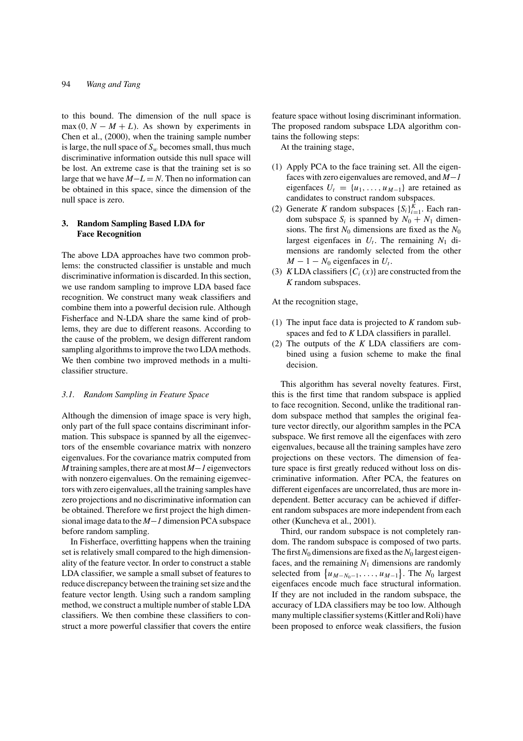to this bound. The dimension of the null space is $\max(0, N - M + L)$. As shown by experiments in Chen et al., (2000), when the training sample number is large, the null space of $S_w$ becomes small, thus much discriminative information outside this null space will be lost. An extreme case is that the training set is so large that we have $M - L = N$. Then no information can be obtained in this space, since the dimension of the null space is zero.

## 3. Random Sampling Based LDA for Face Recognition

The above LDA approaches have two common problems: the constructed classifier is unstable and much discriminative information is discarded. In this section, we use random sampling to improve LDA based face recognition. We construct many weak classifiers and combine them into a powerful decision rule. Although Fisherface and N-LDA share the same kind of problems, they are due to different reasons. According to the cause of the problem, we design different random sampling algorithms to improve the two LDA methods. We then combine two improved methods in a multi-classifier structure.

### 3.1. Random Sampling in Feature Space

Although the dimension of image space is very high, only part of the full space contains discriminant information. This subspace is spanned by all the eigenvectors of the ensemble covariance matrix with nonzero eigenvalues. For the covariance matrix computed from $M$ training samples, there are at most $M-1$ eigenvectors with nonzero eigenvalues. On the remaining eigenvectors with zero eigenvalues, all the training samples have zero projections and no discriminative information can be obtained. Therefore we first project the high dimensional image data to the $M-1$ dimension PCA subspace before random sampling.

In Fisherface, overfitting happens when the training set is relatively small compared to the high dimensionality of the feature vector. In order to construct a stable LDA classifier, we sample a small subset of features to reduce discrepancy between the training set size and the feature vector length. Using such a random sampling method, we construct a multiple number of stable LDA classifiers. We then combine these classifiers to construct a more powerful classifier that covers the entire feature space without losing discriminant information. The proposed random subspace LDA algorithm contains the following steps:

At the training stage,

(1) Apply PCA to the face training set. All the eigenfaces with zero eigenvalues are removed, and $M-1$ eigenfaces $U_t = \{u_1, \ldots, u_{M-1}\}$ are retained as candidates to construct random subspaces.
(2) Generate $K$ random subspaces $\{S_i\}_{i=1}^{K}$. Each random subspace $S_i$ is spanned by $N_0 + N_1$ dimensions. The first $N_0$ dimensions are fixed as the $N_0$ largest eigenfaces in $U_t$. The remaining $N_1$ dimensions are randomly selected from the other $M - 1 - N_0$ eigenfaces in $U_t$.
(3) $K$ LDA classifiers $\{C_i(x)\}$ are constructed from the $K$ random subspaces.

At the recognition stage,

(1) The input face data is projected to $K$ random subspaces and fed to $K$ LDA classifiers in parallel.
(2) The outputs of the $K$ LDA classifiers are combined using a fusion scheme to make the final decision.

This algorithm has several novelty features. First, this is the first time that random subspace is applied to face recognition. Second, unlike the traditional random subspace method that samples the original feature vector directly, our algorithm samples in the PCA subspace. We first remove all the eigenfaces with zero eigenvalues, because all the training samples have zero projections on these vectors. The dimension of feature space is first greatly reduced without loss on discriminative information. After PCA, the features on different eigenfaces are uncorrelated, thus are more independent. Better accuracy can be achieved if different random subspaces are more independent from each other (Kuncheva et al., 2001).

Third, our random subspace is not completely random. The random subspace is composed of two parts. The first $N_0$ dimensions are fixed as the $N_0$ largest eigenfaces, and the remaining $N_1$ dimensions are randomly selected from $\{u_{M-N_0-1}, \ldots, u_{M-1}\}$. The $N_0$ largest eigenfaces encode much face structural information. If they are not included in the random subspace, the accuracy of LDA classifiers may be too low. Although many multiple classifier systems (Kittler and Roli) have been proposed to enforce weak classifiers, the fusion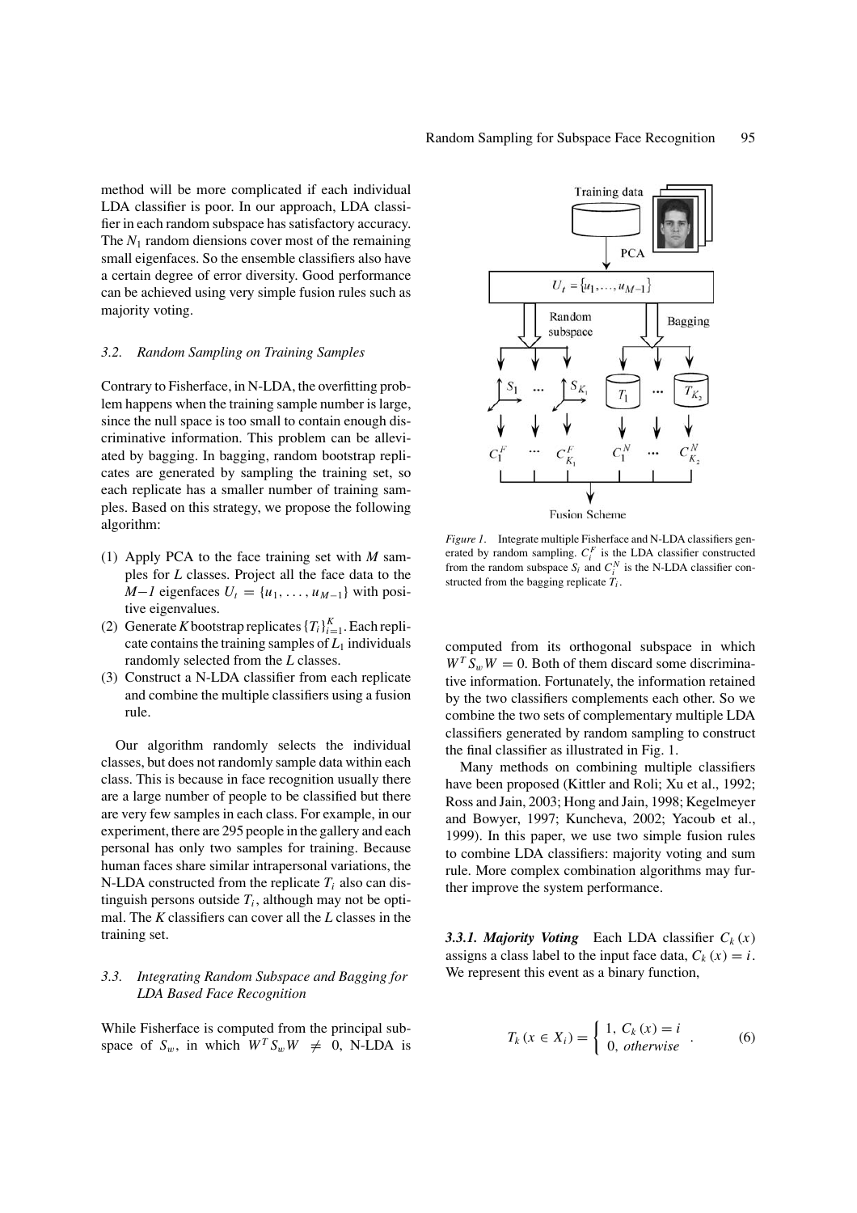method will be more complicated if each individual LDA classifier is poor. In our approach, LDA classifier in each random subspace has satisfactory accuracy. The $N_1$ random diensions cover most of the remaining small eigenfaces. So the ensemble classifiers also have a certain degree of error diversity. Good performance can be achieved using very simple fusion rules such as majority voting.

### 3.2. Random Sampling on Training Samples

Contrary to Fisherface, in N-LDA, the overfitting problem happens when the training sample number is large, since the null space is too small to contain enough discriminative information. This problem can be alleviated by bagging. In bagging, random bootstrap replicates are generated by sampling the training set, so each replicate has a smaller number of training samples. Based on this strategy, we propose the following algorithm:

(1) Apply PCA to the face training set with $M$ samples for $L$ classes. Project all the face data to the $M-1$ eigenfaces $U_t = \{u_1, \ldots, u_{M-1}\}$ with positive eigenvalues.
(2) Generate $K$ bootstrap replicates $\{T_i\}_{i=1}^{K}$. Each replicate contains the training samples of $L_1$ individuals randomly selected from the $L$ classes.
(3) Construct a N-LDA classifier from each replicate and combine the multiple classifiers using a fusion rule.

Our algorithm randomly selects the individual classes, but does not randomly sample data within each class. This is because in face recognition usually there are a large number of people to be classified but there are very few samples in each class. For example, in our experiment, there are 295 people in the gallery and each personal has only two samples for training. Because human faces share similar intrapersonal variations, the N-LDA constructed from the replicate $T_i$ also can distinguish persons outside $T_i$, although may not be optimal. The $K$ classifiers can cover all the $L$ classes in the training set.

### 3.3. Integrating Random Subspace and Bagging for LDA Based Face Recognition

While Fisherface is computed from the principal subspace of $S_w$, in which $W^T S_w W \neq 0$, N-LDA is computed from its orthogonal subspace in which $W^T S_w W = 0$. Both of them discard some discriminative information. Fortunately, the information retained by the two classifiers complements each other. So we combine the two sets of complementary multiple LDA classifiers generated by random sampling to construct the final classifier as illustrated in Fig. 1.

*Figure 1*. Integrate multiple Fisherface and N-LDA classifiers generated by random sampling. $C_i^F$ is the LDA classifier constructed from the random subspace $S_i$ and $C_i^N$ is the N-LDA classifier constructed from the bagging replicate $T_i$.

Many methods on combining multiple classifiers have been proposed (Kittler and Roli; Xu et al., 1992; Ross and Jain, 2003; Hong and Jain, 1998; Kegelmeyer and Bowyer, 1997; Kuncheva, 2002; Yacoub et al., 1999). In this paper, we use two simple fusion rules to combine LDA classifiers: majority voting and sum rule. More complex combination algorithms may further improve the system performance.

**3.3.1. Majority Voting** Each LDA classifier $C_k(x)$ assigns a class label to the input face data, $C_k(x) = i$. We represent this event as a binary function,

$$T_k(x \in X_i) = \begin{cases} 1, & C_k(x) = i \\ 0, & otherwise \end{cases} . \tag{6}$$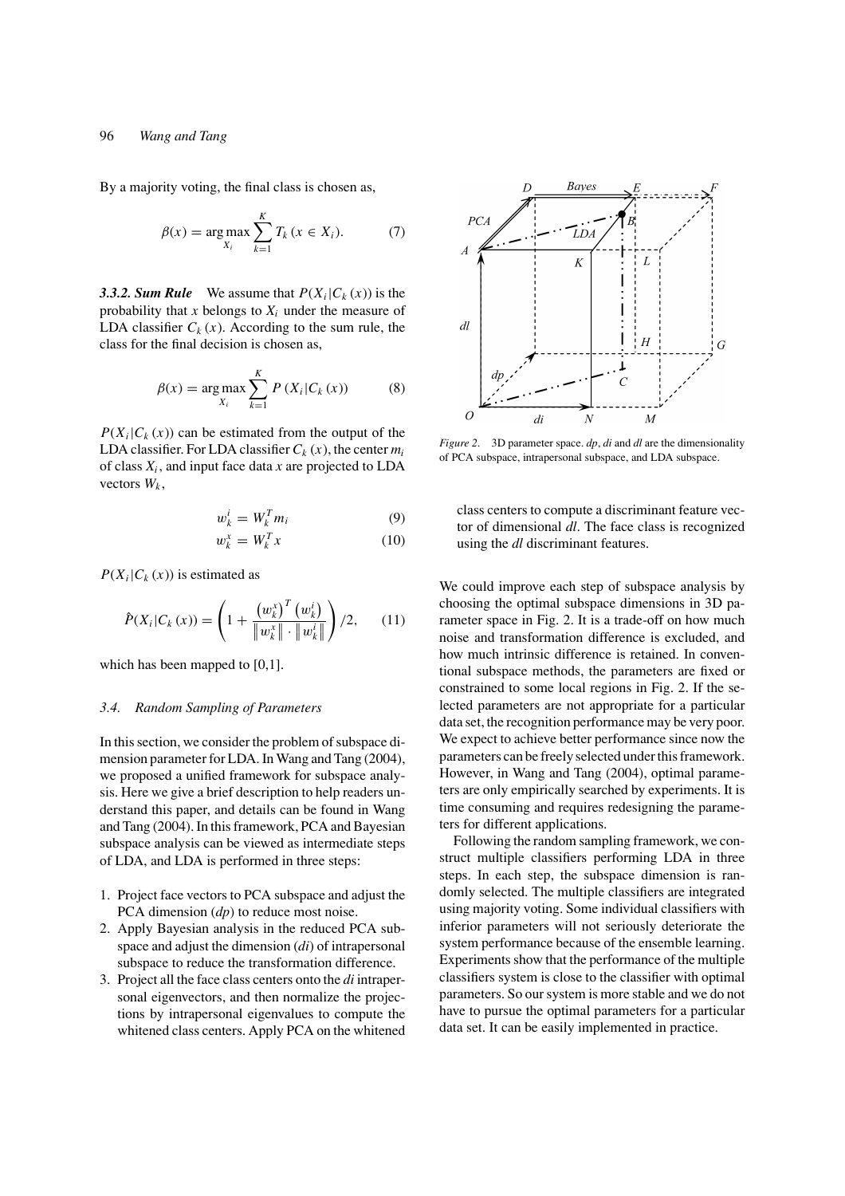By a majority voting, the final class is chosen as,

$$\beta(x) = \arg\max_{X_i} \sum_{k=1}^{K} T_k (x \in X_i). \tag{7}$$

***3.3.2. Sum Rule*** We assume that $P(X_i|C_k(x))$ is the probability that $x$ belongs to $X_i$ under the measure of LDA classifier $C_k(x)$. According to the sum rule, the class for the final decision is chosen as,

$$\beta(x) = \arg\max_{X_i} \sum_{k=1}^{K} P(X_i|C_k(x)) \tag{8}$$

$P(X_i|C_k(x))$ can be estimated from the output of the LDA classifier. For LDA classifier $C_k(x)$, the center $m_i$ of class $X_i$, and input face data $x$ are projected to LDA vectors $W_k$,

$$w_k^i = W_k^T m_i \tag{9}$$

$$w_k^x = W_k^T x \tag{10}$$

$P(X_i|C_k(x))$ is estimated as

$$\hat{P}(X_i|C_k(x)) = \left(1 + \frac{\left(w_k^x\right)^T \left(w_k^i\right)}{\left\|w_k^x\right\| \cdot \left\|w_k^i\right\|}\right)/2, \tag{11}$$

which has been mapped to [0,1].

### 3.4. Random Sampling of Parameters

In this section, we consider the problem of subspace dimension parameter for LDA. In Wang and Tang (2004), we proposed a unified framework for subspace analysis. Here we give a brief description to help readers understand this paper, and details can be found in Wang and Tang (2004). In this framework, PCA and Bayesian subspace analysis can be viewed as intermediate steps of LDA, and LDA is performed in three steps:

1. Project face vectors to PCA subspace and adjust the PCA dimension (*dp*) to reduce most noise.
2. Apply Bayesian analysis in the reduced PCA subspace and adjust the dimension (*di*) of intrapersonal subspace to reduce the transformation difference.
3. Project all the face class centers onto the *di* intrapersonal eigenvectors, and then normalize the projections by intrapersonal eigenvalues to compute the whitened class centers. Apply PCA on the whitened class centers to compute a discriminant feature vector of dimensional *dl*. The face class is recognized using the *dl* discriminant features.

*Figure 2.* 3D parameter space. *dp*, *di* and *dl* are the dimensionality of PCA subspace, intrapersonal subspace, and LDA subspace.

We could improve each step of subspace analysis by choosing the optimal subspace dimensions in 3D parameter space in Fig. 2. It is a trade-off on how much noise and transformation difference is excluded, and how much intrinsic difference is retained. In conventional subspace methods, the parameters are fixed or constrained to some local regions in Fig. 2. If the selected parameters are not appropriate for a particular data set, the recognition performance may be very poor. We expect to achieve better performance since now the parameters can be freely selected under this framework. However, in Wang and Tang (2004), optimal parameters are only empirically searched by experiments. It is time consuming and requires redesigning the parameters for different applications.

Following the random sampling framework, we construct multiple classifiers performing LDA in three steps. In each step, the subspace dimension is randomly selected. The multiple classifiers are integrated using majority voting. Some individual classifiers with inferior parameters will not seriously deteriorate the system performance because of the ensemble learning. Experiments show that the performance of the multiple classifiers system is close to the classifier with optimal parameters. So our system is more stable and we do not have to pursue the optimal parameters for a particular data set. It can be easily implemented in practice.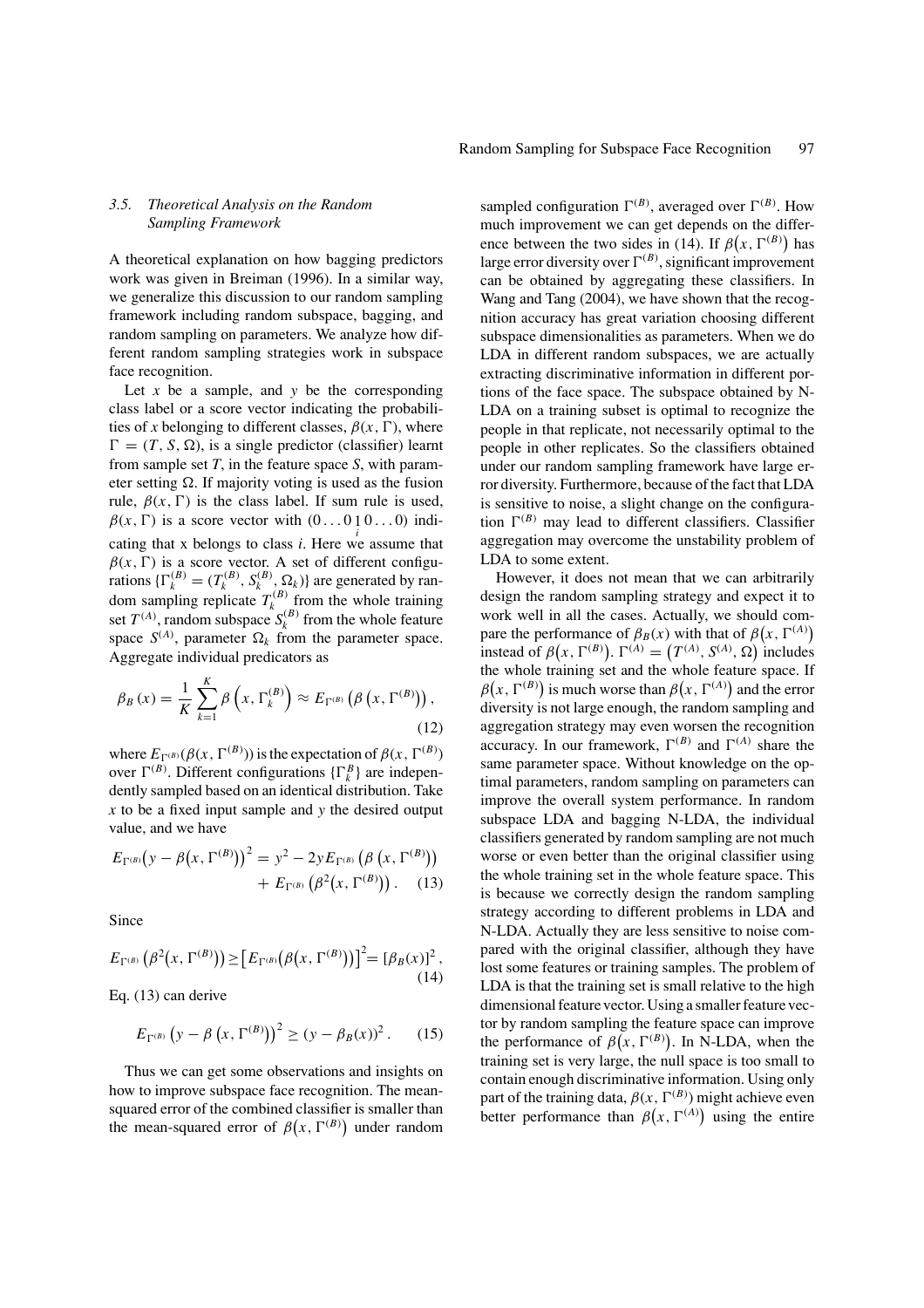### 3.5. Theoretical Analysis on the Random Sampling Framework

A theoretical explanation on how bagging predictors work was given in Breiman (1996). In a similar way, we generalize this discussion to our random sampling framework including random subspace, bagging, and random sampling on parameters. We analyze how different random sampling strategies work in subspace face recognition.

Let $x$ be a sample, and $y$ be the corresponding class label or a score vector indicating the probabilities of $x$ belonging to different classes, $\beta(x, \Gamma)$, where $\Gamma = (T, S, \Omega)$, is a single predictor (classifier) learnt from sample set $T$, in the feature space $S$, with parameter setting $\Omega$. If majority voting is used as the fusion rule, $\beta(x, \Gamma)$ is the class label. If sum rule is used, $\beta(x, \Gamma)$ is a score vector with $(0 \ldots 0 \underset{i}{1} 0 \ldots 0)$ indicating that x belongs to class $i$. Here we assume that $\beta(x, \Gamma)$ is a score vector. A set of different configurations $\{\Gamma_k^{(B)} = (T_k^{(B)}, S_k^{(B)}, \Omega_k)\}$ are generated by random sampling replicate $T_k^{(B)}$ from the whole training set $T^{(A)}$, random subspace $S_k^{(B)}$ from the whole feature space $S^{(A)}$, parameter $\Omega_k$ from the parameter space. Aggregate individual predicators as

$$\beta_B(x) = \frac{1}{K} \sum_{k=1}^{K} \beta\left(x, \Gamma_k^{(B)}\right) \approx E_{\Gamma^{(B)}}\left(\beta\left(x, \Gamma^{(B)}\right)\right), \tag{12}$$

where $E_{\Gamma^{(B)}}(\beta(x, \Gamma^{(B)}))$ is the expectation of $\beta(x, \Gamma^{(B)})$ over $\Gamma^{(B)}$. Different configurations $\{\Gamma_k^B\}$ are independently sampled based on an identical distribution. Take $x$ to be a fixed input sample and $y$ the desired output value, and we have

$$E_{\Gamma^{(B)}}\big(y - \beta\big(x, \Gamma^{(B)}\big)\big)^2 = y^2 - 2yE_{\Gamma^{(B)}}\left(\beta\left(x, \Gamma^{(B)}\right)\right) + E_{\Gamma^{(B)}}\left(\beta^2\big(x, \Gamma^{(B)}\big)\right). \tag{13}$$

Since

$$E_{\Gamma^{(B)}}\left(\beta^2\big(x, \Gamma^{(B)}\big)\right) \geq \left[E_{\Gamma^{(B)}}\big(\beta\big(x, \Gamma^{(B)}\big)\big)\right]^2 = [\beta_B(x)]^2, \tag{14}$$

Eq. (13) can derive

$$E_{\Gamma^{(B)}}\left(y - \beta\left(x, \Gamma^{(B)}\right)\right)^2 \geq (y - \beta_B(x))^2. \tag{15}$$

Thus we can get some observations and insights on how to improve subspace face recognition. The mean-squared error of the combined classifier is smaller than the mean-squared error of $\beta\big(x, \Gamma^{(B)}\big)$ under random sampled configuration $\Gamma^{(B)}$, averaged over $\Gamma^{(B)}$. How much improvement we can get depends on the difference between the two sides in (14). If $\beta\big(x, \Gamma^{(B)}\big)$ has large error diversity over $\Gamma^{(B)}$, significant improvement can be obtained by aggregating these classifiers. In Wang and Tang (2004), we have shown that the recognition accuracy has great variation choosing different subspace dimensionalities as parameters. When we do LDA in different random subspaces, we are actually extracting discriminative information in different portions of the face space. The subspace obtained by N-LDA on a training subset is optimal to recognize the people in that replicate, not necessarily optimal to the people in other replicates. So the classifiers obtained under our random sampling framework have large error diversity. Furthermore, because of the fact that LDA is sensitive to noise, a slight change on the configuration $\Gamma^{(B)}$ may lead to different classifiers. Classifier aggregation may overcome the unstability problem of LDA to some extent.

However, it does not mean that we can arbitrarily design the random sampling strategy and expect it to work well in all the cases. Actually, we should compare the performance of $\beta_B(x)$ with that of $\beta\big(x, \Gamma^{(A)}\big)$ instead of $\beta\big(x, \Gamma^{(B)}\big)$. $\Gamma^{(A)} = \big(T^{(A)}, S^{(A)}, \Omega\big)$ includes the whole training set and the whole feature space. If $\beta\big(x, \Gamma^{(B)}\big)$ is much worse than $\beta\big(x, \Gamma^{(A)}\big)$ and the error diversity is not large enough, the random sampling and aggregation strategy may even worsen the recognition accuracy. In our framework, $\Gamma^{(B)}$ and $\Gamma^{(A)}$ share the same parameter space. Without knowledge on the optimal parameters, random sampling on parameters can improve the overall system performance. In random subspace LDA and bagging N-LDA, the individual classifiers generated by random sampling are not much worse or even better than the original classifier using the whole training set in the whole feature space. This is because we correctly design the random sampling strategy according to different problems in LDA and N-LDA. Actually they are less sensitive to noise compared with the original classifier, although they have lost some features or training samples. The problem of LDA is that the training set is small relative to the high dimensional feature vector. Using a smaller feature vector by random sampling the feature space can improve the performance of $\beta\big(x, \Gamma^{(B)}\big)$. In N-LDA, when the training set is very large, the null space is too small to contain enough discriminative information. Using only part of the training data, $\beta(x, \Gamma^{(B)})$ might achieve even better performance than $\beta\big(x, \Gamma^{(A)}\big)$ using the entire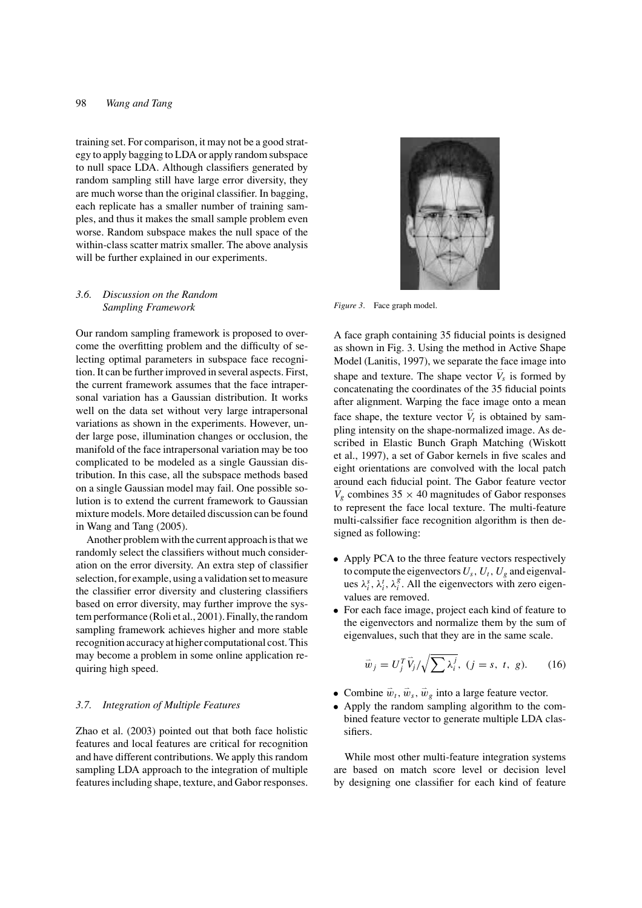training set. For comparison, it may not be a good strategy to apply bagging to LDA or apply random subspace to null space LDA. Although classifiers generated by random sampling still have large error diversity, they are much worse than the original classifier. In bagging, each replicate has a smaller number of training samples, and thus it makes the small sample problem even worse. Random subspace makes the null space of the within-class scatter matrix smaller. The above analysis will be further explained in our experiments.

### 3.6. Discussion on the Random Sampling Framework

Our random sampling framework is proposed to overcome the overfitting problem and the difficulty of selecting optimal parameters in subspace face recognition. It can be further improved in several aspects. First, the current framework assumes that the face intrapersonal variation has a Gaussian distribution. It works well on the data set without very large intrapersonal variations as shown in the experiments. However, under large pose, illumination changes or occlusion, the manifold of the face intrapersonal variation may be too complicated to be modeled as a single Gaussian distribution. In this case, all the subspace methods based on a single Gaussian model may fail. One possible solution is to extend the current framework to Gaussian mixture models. More detailed discussion can be found in Wang and Tang (2005).

Another problem with the current approach is that we randomly select the classifiers without much consideration on the error diversity. An extra step of classifier selection, for example, using a validation set to measure the classifier error diversity and clustering classifiers based on error diversity, may further improve the system performance (Roli et al., 2001). Finally, the random sampling framework achieves higher and more stable recognition accuracy at higher computational cost. This may become a problem in some online application requiring high speed.

### 3.7. Integration of Multiple Features

Zhao et al. (2003) pointed out that both face holistic features and local features are critical for recognition and have different contributions. We apply this random sampling LDA approach to the integration of multiple features including shape, texture, and Gabor responses.

*Figure 3*. Face graph model.

A face graph containing 35 fiducial points is designed as shown in Fig. 3. Using the method in Active Shape Model (Lanitis, 1997), we separate the face image into shape and texture. The shape vector $\vec{V}_s$ is formed by concatenating the coordinates of the 35 fiducial points after alignment. Warping the face image onto a mean face shape, the texture vector $\vec{V}_t$ is obtained by sampling intensity on the shape-normalized image. As described in Elastic Bunch Graph Matching (Wiskott et al., 1997), a set of Gabor kernels in five scales and eight orientations are convolved with the local patch around each fiducial point. The Gabor feature vector $\vec{V}_g$ combines $35 \times 40$ magnitudes of Gabor responses to represent the face local texture. The multi-feature multi-calssifier face recognition algorithm is then designed as following:

- Apply PCA to the three feature vectors respectively to compute the eigenvectors $U_s$, $U_t$, $U_g$ and eigenvalues $\lambda_i^s$, $\lambda_i^t$, $\lambda_i^g$. All the eigenvectors with zero eigenvalues are removed.
- For each face image, project each kind of feature to the eigenvectors and normalize them by the sum of eigenvalues, such that they are in the same scale.

$$\vec{w}_j = U_j^T \vec{V}_j / \sqrt{\sum \lambda_i^j}, \; (j = s,\ t,\ g). \tag{16}$$

- Combine $\vec{w}_t$, $\vec{w}_s$, $\vec{w}_g$ into a large feature vector.
- Apply the random sampling algorithm to the combined feature vector to generate multiple LDA classifiers.

While most other multi-feature integration systems are based on match score level or decision level by designing one classifier for each kind of feature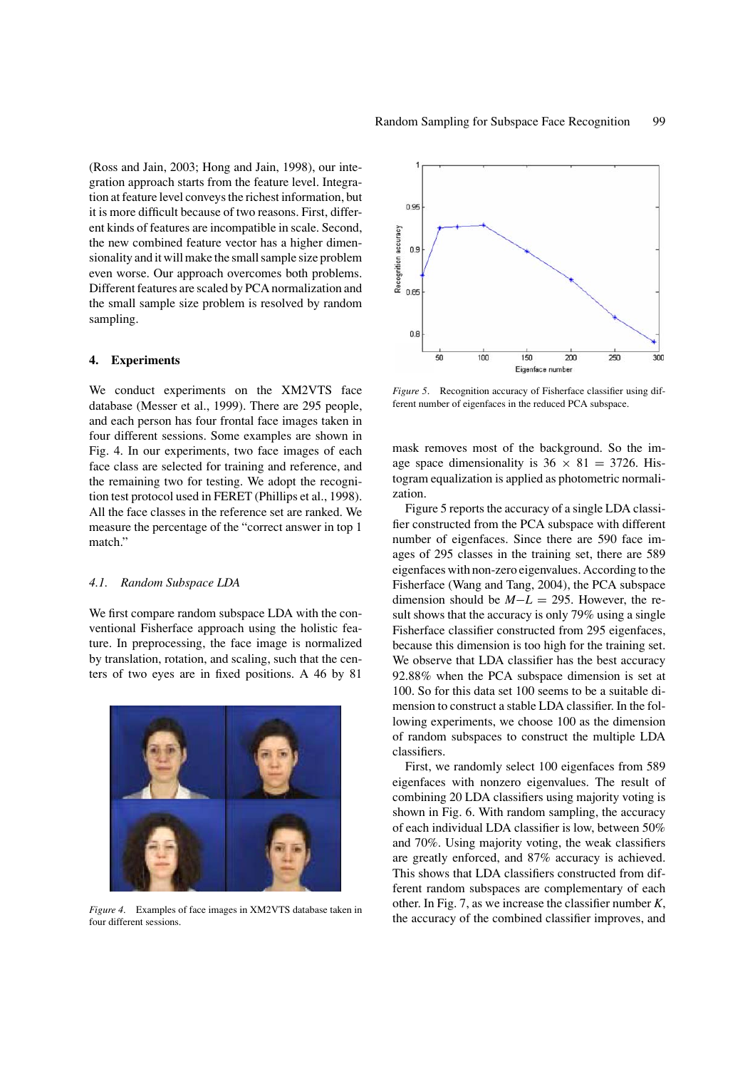(Ross and Jain, 2003; Hong and Jain, 1998), our integration approach starts from the feature level. Integration at feature level conveys the richest information, but it is more difficult because of two reasons. First, different kinds of features are incompatible in scale. Second, the new combined feature vector has a higher dimensionality and it will make the small sample size problem even worse. Our approach overcomes both problems. Different features are scaled by PCA normalization and the small sample size problem is resolved by random sampling.

## 4. Experiments

We conduct experiments on the XM2VTS face database (Messer et al., 1999). There are 295 people, and each person has four frontal face images taken in four different sessions. Some examples are shown in Fig. 4. In our experiments, two face images of each face class are selected for training and reference, and the remaining two for testing. We adopt the recognition test protocol used in FERET (Phillips et al., 1998). All the face classes in the reference set are ranked. We measure the percentage of the "correct answer in top 1 match."

### *4.1. Random Subspace LDA*

We first compare random subspace LDA with the conventional Fisherface approach using the holistic feature. In preprocessing, the face image is normalized by translation, rotation, and scaling, such that the centers of two eyes are in fixed positions. A 46 by 81 mask removes most of the background. So the image space dimensionality is $36 \times 81 = 3726$. Histogram equalization is applied as photometric normalization.

*Figure 4*. Examples of face images in XM2VTS database taken in four different sessions.

*Figure 5*. Recognition accuracy of Fisherface classifier using different number of eigenfaces in the reduced PCA subspace.

Figure 5 reports the accuracy of a single LDA classifier constructed from the PCA subspace with different number of eigenfaces. Since there are 590 face images of 295 classes in the training set, there are 589 eigenfaces with non-zero eigenvalues. According to the Fisherface (Wang and Tang, 2004), the PCA subspace dimension should be $M - L = 295$. However, the result shows that the accuracy is only 79% using a single Fisherface classifier constructed from 295 eigenfaces, because this dimension is too high for the training set. We observe that LDA classifier has the best accuracy 92.88% when the PCA subspace dimension is set at 100. So for this data set 100 seems to be a suitable dimension to construct a stable LDA classifier. In the following experiments, we choose 100 as the dimension of random subspaces to construct the multiple LDA classifiers.

First, we randomly select 100 eigenfaces from 589 eigenfaces with nonzero eigenvalues. The result of combining 20 LDA classifiers using majority voting is shown in Fig. 6. With random sampling, the accuracy of each individual LDA classifier is low, between 50% and 70%. Using majority voting, the weak classifiers are greatly enforced, and 87% accuracy is achieved. This shows that LDA classifiers constructed from different random subspaces are complementary of each other. In Fig. 7, as we increase the classifier number $K$, the accuracy of the combined classifier improves, and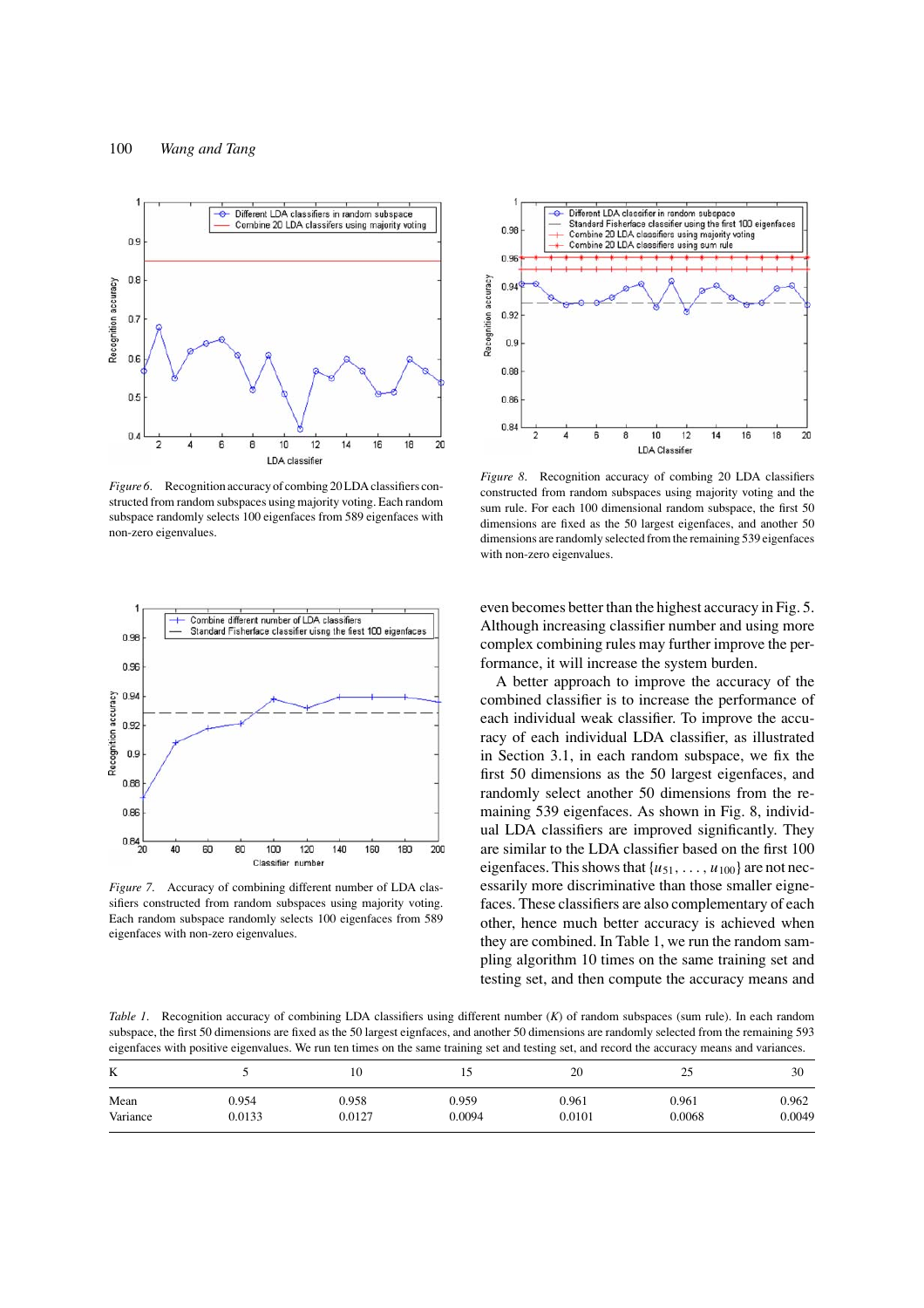*Figure 6.* Recognition accuracy of combing 20 LDA classifiers constructed from random subspaces using majority voting. Each random subspace randomly selects 100 eigenfaces from 589 eigenfaces with non-zero eigenvalues.

*Figure 8.* Recognition accuracy of combing 20 LDA classifiers constructed from random subspaces using majority voting and the sum rule. For each 100 dimensional random subspace, the first 50 dimensions are fixed as the 50 largest eigenfaces, and another 50 dimensions are randomly selected from the remaining 539 eigenfaces with non-zero eigenvalues.

*Figure 7.* Accuracy of combining different number of LDA classifiers constructed from random subspaces using majority voting. Each random subspace randomly selects 100 eigenfaces from 589 eigenfaces with non-zero eigenvalues.

even becomes better than the highest accuracy in Fig. 5. Although increasing classifier number and using more complex combining rules may further improve the performance, it will increase the system burden.

A better approach to improve the accuracy of the combined classifier is to increase the performance of each individual weak classifier. To improve the accuracy of each individual LDA classifier, as illustrated in Section 3.1, in each random subspace, we fix the first 50 dimensions as the 50 largest eigenfaces, and randomly select another 50 dimensions from the remaining 539 eigenfaces. As shown in Fig. 8, individual LDA classifiers are improved significantly. They are similar to the LDA classifier based on the first 100 eigenfaces. This shows that $\{u_{51}, \ldots, u_{100}\}$ are not necessarily more discriminative than those smaller eigenfaces. These classifiers are also complementary of each other, hence much better accuracy is achieved when they are combined. In Table 1, we run the random sampling algorithm 10 times on the same training set and testing set, and then compute the accuracy means and

*Table 1.* Recognition accuracy of combining LDA classifiers using different number ($K$) of random subspaces (sum rule). In each random subspace, the first 50 dimensions are fixed as the 50 largest eignfaces, and another 50 dimensions are randomly selected from the remaining 593 eigenfaces with positive eigenvalues. We run ten times on the same training set and testing set, and record the accuracy means and variances.

| K | 5 | 10 | 15 | 20 | 25 | 30 |
|---|---|---|---|---|---|---|
| Mean | 0.954 | 0.958 | 0.959 | 0.961 | 0.961 | 0.962 |
| Variance | 0.0133 | 0.0127 | 0.0094 | 0.0101 | 0.0068 | 0.0049 |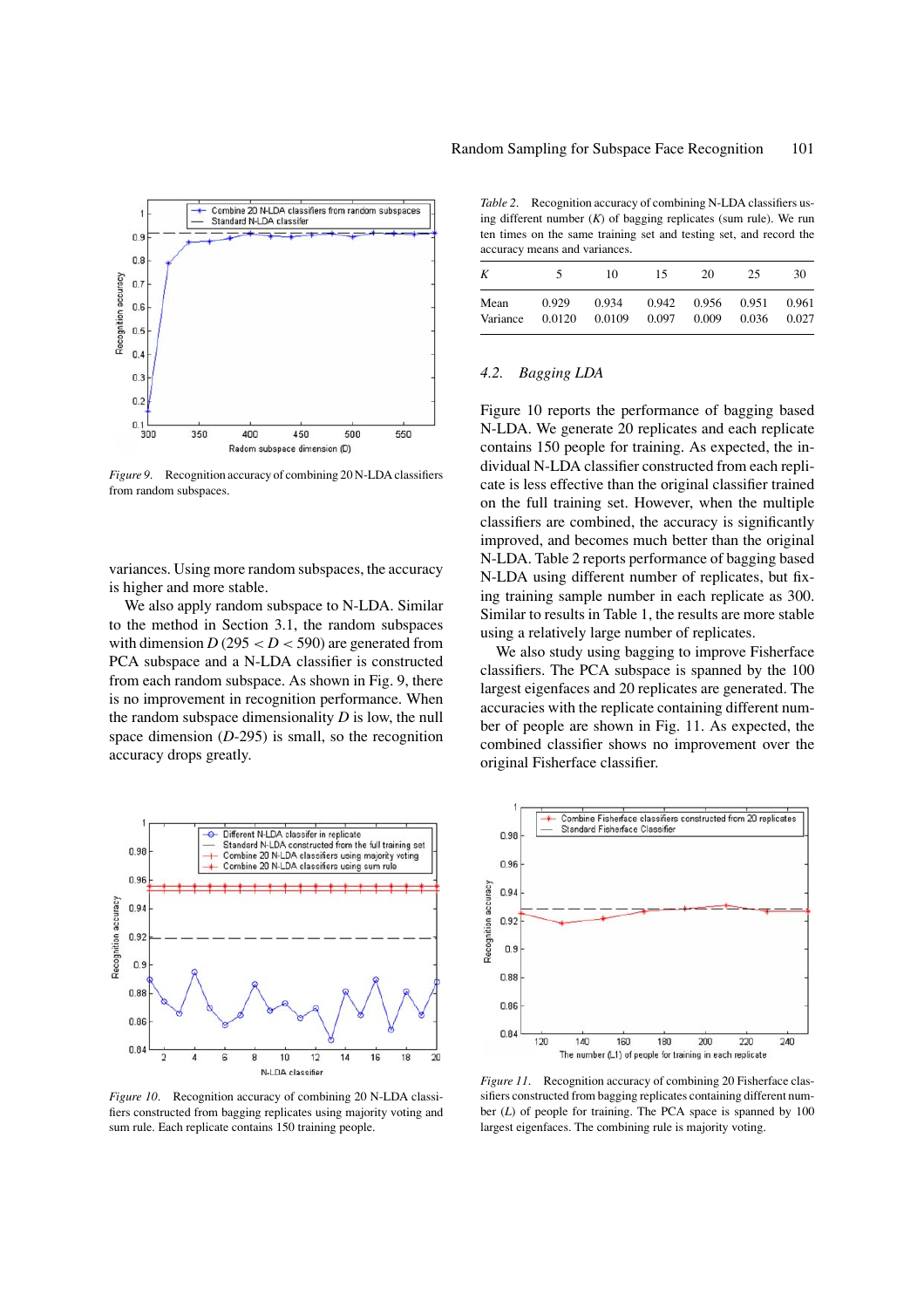Figure 9. Recognition accuracy of combining 20 N-LDA classifiers from random subspaces.

variances. Using more random subspaces, the accuracy is higher and more stable.

We also apply random subspace to N-LDA. Similar to the method in Section 3.1, the random subspaces with dimension $D$ ($295 < D < 590$) are generated from PCA subspace and a N-LDA classifier is constructed from each random subspace. As shown in Fig. 9, there is no improvement in recognition performance. When the random subspace dimensionality $D$ is low, the null space dimension ($D$-295) is small, so the recognition accuracy drops greatly.

Figure 10. Recognition accuracy of combining 20 N-LDA classifiers constructed from bagging replicates using majority voting and sum rule. Each replicate contains 150 training people.

*Table 2.* Recognition accuracy of combining N-LDA classifiers using different number ($K$) of bagging replicates (sum rule). We run ten times on the same training set and testing set, and record the accuracy means and variances.

| $K$ | 5 | 10 | 15 | 20 | 25 | 30 |
|---|---|---|---|---|---|---|
| Mean | 0.929 | 0.934 | 0.942 | 0.956 | 0.951 | 0.961 |
| Variance | 0.0120 | 0.0109 | 0.097 | 0.009 | 0.036 | 0.027 |

### 4.2. Bagging LDA

Figure 10 reports the performance of bagging based N-LDA. We generate 20 replicates and each replicate contains 150 people for training. As expected, the individual N-LDA classifier constructed from each replicate is less effective than the original classifier trained on the full training set. However, when the multiple classifiers are combined, the accuracy is significantly improved, and becomes much better than the original N-LDA. Table 2 reports performance of bagging based N-LDA using different number of replicates, but fixing training sample number in each replicate as 300. Similar to results in Table 1, the results are more stable using a relatively large number of replicates.

We also study using bagging to improve Fisherface classifiers. The PCA subspace is spanned by the 100 largest eigenfaces and 20 replicates are generated. The accuracies with the replicate containing different number of people are shown in Fig. 11. As expected, the combined classifier shows no improvement over the original Fisherface classifier.

Figure 11. Recognition accuracy of combining 20 Fisherface classifiers constructed from bagging replicates containing different number ($L$) of people for training. The PCA space is spanned by 100 largest eigenfaces. The combining rule is majority voting.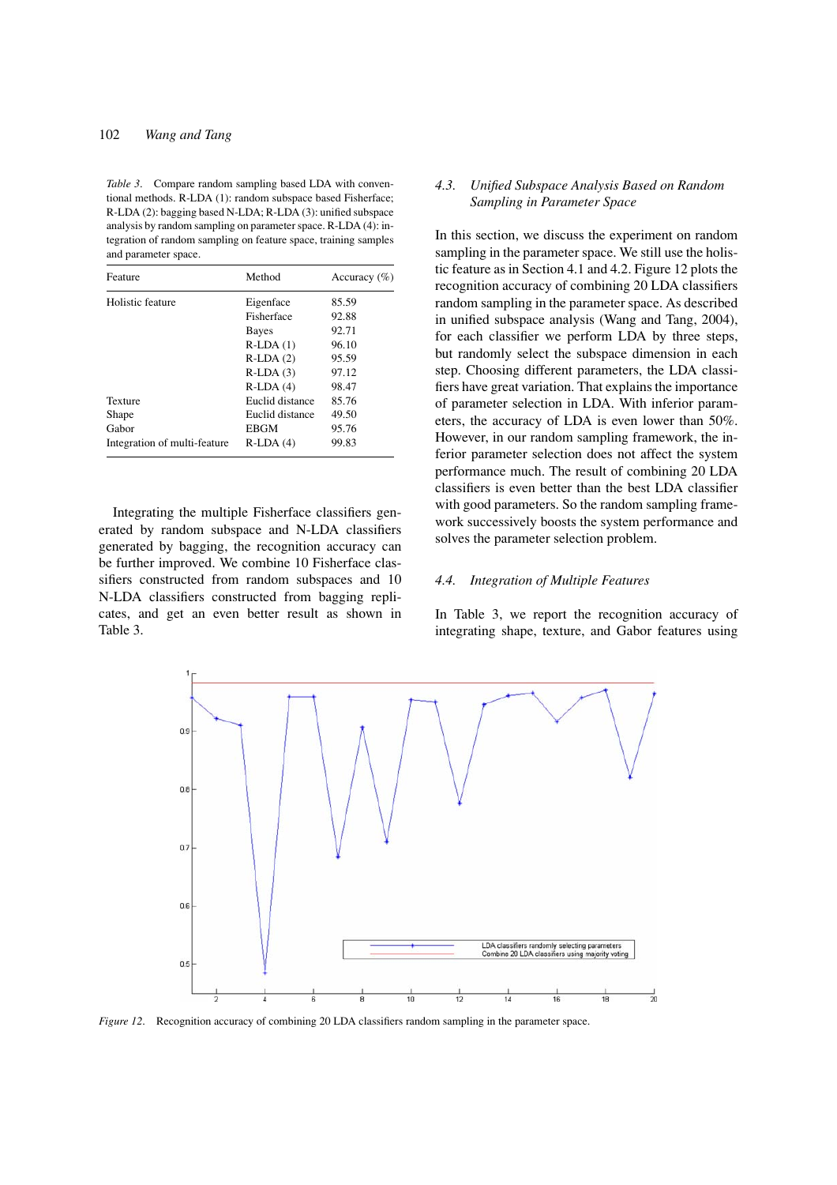*Table 3*. Compare random sampling based LDA with conventional methods. R-LDA (1): random subspace based Fisherface; R-LDA (2): bagging based N-LDA; R-LDA (3): unified subspace analysis by random sampling on parameter space. R-LDA (4): integration of random sampling on feature space, training samples and parameter space.

| Feature | Method | Accuracy (%) |
|---|---|---|
| Holistic feature | Eigenface | 85.59 |
| | Fisherface | 92.88 |
| | Bayes | 92.71 |
| | R-LDA (1) | 96.10 |
| | R-LDA (2) | 95.59 |
| | R-LDA (3) | 97.12 |
| | R-LDA (4) | 98.47 |
| Texture | Euclid distance | 85.76 |
| Shape | Euclid distance | 49.50 |
| Gabor | EBGM | 95.76 |
| Integration of multi-feature | R-LDA (4) | 99.83 |

Integrating the multiple Fisherface classifiers generated by random subspace and N-LDA classifiers generated by bagging, the recognition accuracy can be further improved. We combine 10 Fisherface classifiers constructed from random subspaces and 10 N-LDA classifiers constructed from bagging replicates, and get an even better result as shown in Table 3.

### 4.3. Unified Subspace Analysis Based on Random Sampling in Parameter Space

In this section, we discuss the experiment on random sampling in the parameter space. We still use the holistic feature as in Section 4.1 and 4.2. Figure 12 plots the recognition accuracy of combining 20 LDA classifiers random sampling in the parameter space. As described in unified subspace analysis (Wang and Tang, 2004), for each classifier we perform LDA by three steps, but randomly select the subspace dimension in each step. Choosing different parameters, the LDA classifiers have great variation. That explains the importance of parameter selection in LDA. With inferior parameters, the accuracy of LDA is even lower than 50%. However, in our random sampling framework, the inferior parameter selection does not affect the system performance much. The result of combining 20 LDA classifiers is even better than the best LDA classifier with good parameters. So the random sampling framework successively boosts the system performance and solves the parameter selection problem.

### 4.4. Integration of Multiple Features

In Table 3, we report the recognition accuracy of integrating shape, texture, and Gabor features using

*Figure 12*. Recognition accuracy of combining 20 LDA classifiers random sampling in the parameter space.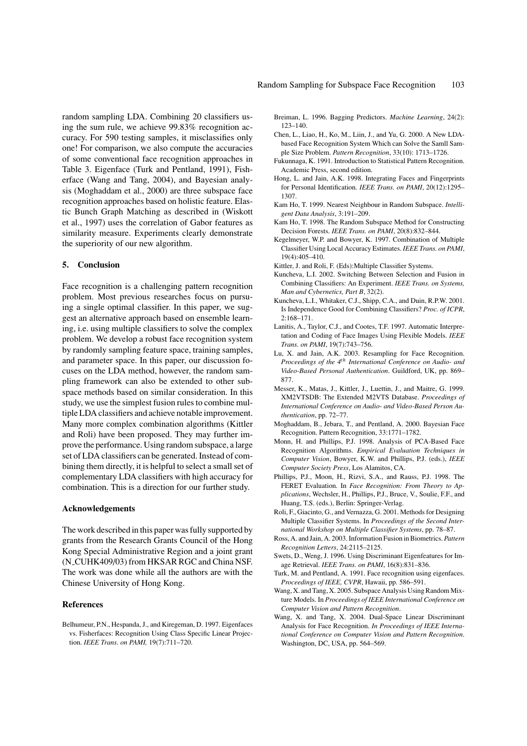random sampling LDA. Combining 20 classifiers using the sum rule, we achieve 99.83% recognition accuracy. For 590 testing samples, it misclassifies only one! For comparison, we also compute the accuracies of some conventional face recognition approaches in Table 3. Eigenface (Turk and Pentland, 1991), Fisherface (Wang and Tang, 2004), and Bayesian analysis (Moghaddam et al., 2000) are three subspace face recognition approaches based on holistic feature. Elastic Bunch Graph Matching as described in (Wiskott et al., 1997) uses the correlation of Gabor features as similarity measure. Experiments clearly demonstrate the superiority of our new algorithm.

## 5. Conclusion

Face recognition is a challenging pattern recognition problem. Most previous researches focus on pursuing a single optimal classifier. In this paper, we suggest an alternative approach based on ensemble learning, i.e. using multiple classifiers to solve the complex problem. We develop a robust face recognition system by randomly sampling feature space, training samples, and parameter space. In this paper, our discussion focuses on the LDA method, however, the random sampling framework can also be extended to other subspace methods based on similar consideration. In this study, we use the simplest fusion rules to combine multiple LDA classifiers and achieve notable improvement. Many more complex combination algorithms (Kittler and Roli) have been proposed. They may further improve the performance. Using random subspace, a large set of LDA classifiers can be generated. Instead of combining them directly, it is helpful to select a small set of complementary LDA classifiers with high accuracy for combination. This is a direction for our further study.

### Acknowledgements

The work described in this paper was fully supported by grants from the Research Grants Council of the Hong Kong Special Administrative Region and a joint grant (N_CUHK409/03) from HKSAR RGC and China NSF. The work was done while all the authors are with the Chinese University of Hong Kong.

### References

Belhumeur, P.N., Hespanda, J., and Kiregeman, D. 1997. Eigenfaces vs. Fisherfaces: Recognition Using Class Specific Linear Projection. *IEEE Trans. on PAMI,* 19(7):711–720.

Breiman, L. 1996. Bagging Predictors. *Machine Learning*, 24(2): 123–140.

Chen, L., Liao, H., Ko, M., Liin, J., and Yu, G. 2000. A New LDA-based Face Recognition System Which can Solve the Samll Sample Size Problem. *Pattern Recognition*, 33(10): 1713–1726.

Fukunnaga, K. 1991. Introduction to Statistical Pattern Recognition. Academic Press, second edition.

Hong, L. and Jain, A.K. 1998. Integrating Faces and Fingerprints for Personal Identification. *IEEE Trans. on PAMI*, 20(12):1295–1307.

Kam Ho, T. 1999. Nearest Neighbour in Random Subspace. *Intelligent Data Analysis*, 3:191–209.

Kam Ho, T. 1998. The Random Subspace Method for Constructing Decision Forests. *IEEE Trans. on PAMI*, 20(8):832–844.

Kegelmeyer, W.P. and Bowyer, K. 1997. Combination of Multiple Classifier Using Local Accuracy Estimates. *IEEE Trans. on PAMI*, 19(4):405–410.

Kittler, J. and Roli, F. (Eds):Multiple Classifier Systems.

Kuncheva, L.I. 2002. Switching Between Selection and Fusion in Combining Classifiers: An Experiment. *IEEE Trans. on Systems, Man and Cybernetics, Part B*, 32(2).

Kuncheva, L.I., Whitaker, C.J., Shipp, C.A., and Duin, R.P.W. 2001. Is Independence Good for Combining Classifiers? *Proc. of ICPR*, 2:168–171.

Lanitis, A., Taylor, C.J., and Cootes, T.F. 1997. Automatic Interpretation and Coding of Face Images Using Flexible Models. *IEEE Trans. on PAMI*, 19(7):743–756.

Lu, X. and Jain, A.K. 2003. Resampling for Face Recognition. *Proceedings of the 4th International Conference on Audio- and Video-Based Personal Authentication*. Guildford, UK, pp. 869–877.

Messer, K., Matas, J., Kittler, J., Luettin, J., and Maitre, G. 1999. XM2VTSDB: The Extended M2VTS Database. *Proceedings of International Conference on Audio- and Video-Based Person Authentication*, pp. 72–77.

Moghaddam, B., Jebara, T., and Pentland, A. 2000. Bayesian Face Recognition. Pattern Recognition, 33:1771–1782.

Monn, H. and Phillips, P.J. 1998. Analysis of PCA-Based Face Recognition Algorithms. *Empirical Evaluation Techniques in Computer Vision*, Bowyer, K.W. and Phillips, P.J. (eds.), *IEEE Computer Society Press*, Los Alamitos, CA.

Phillips, P.J., Moon, H., Rizvi, S.A., and Rauss, P.J. 1998. The FERET Evaluation. In *Face Recognition: From Theory to Applications*, Wechsler, H., Phillips, P.J., Bruce, V., Soulie, F.F., and Huang, T.S. (eds.), Berlin: Springer-Verlag.

Roli, F., Giacinto, G., and Vernazza, G. 2001. Methods for Designing Multiple Classifier Systems. In *Proceedings of the Second International Workshop on Multiple Classifier Systems*, pp. 78–87.

Ross, A. and Jain, A. 2003. Information Fusion in Biometrics. *Pattern Recognition Letters*, 24:2115–2125.

Swets, D., Weng, J. 1996. Using Discriminant Eigenfeatures for Image Retrieval. *IEEE Trans. on PAMI*, 16(8):831–836.

Turk, M. and Pentland, A. 1991. Face recognition using eigenfaces. *Proceedings of IEEE, CVPR*, Hawaii, pp. 586–591.

Wang, X. and Tang, X. 2005. Subspace Analysis Using Random Mixture Models. In *Proceedings of IEEE International Conference on Computer Vision and Pattern Recognition*.

Wang, X. and Tang, X. 2004. Dual-Space Linear Discriminant Analysis for Face Recognition. *In Proceedings of IEEE International Conference on Computer Vision and Pattern Recognition*. Washington, DC, USA, pp. 564–569.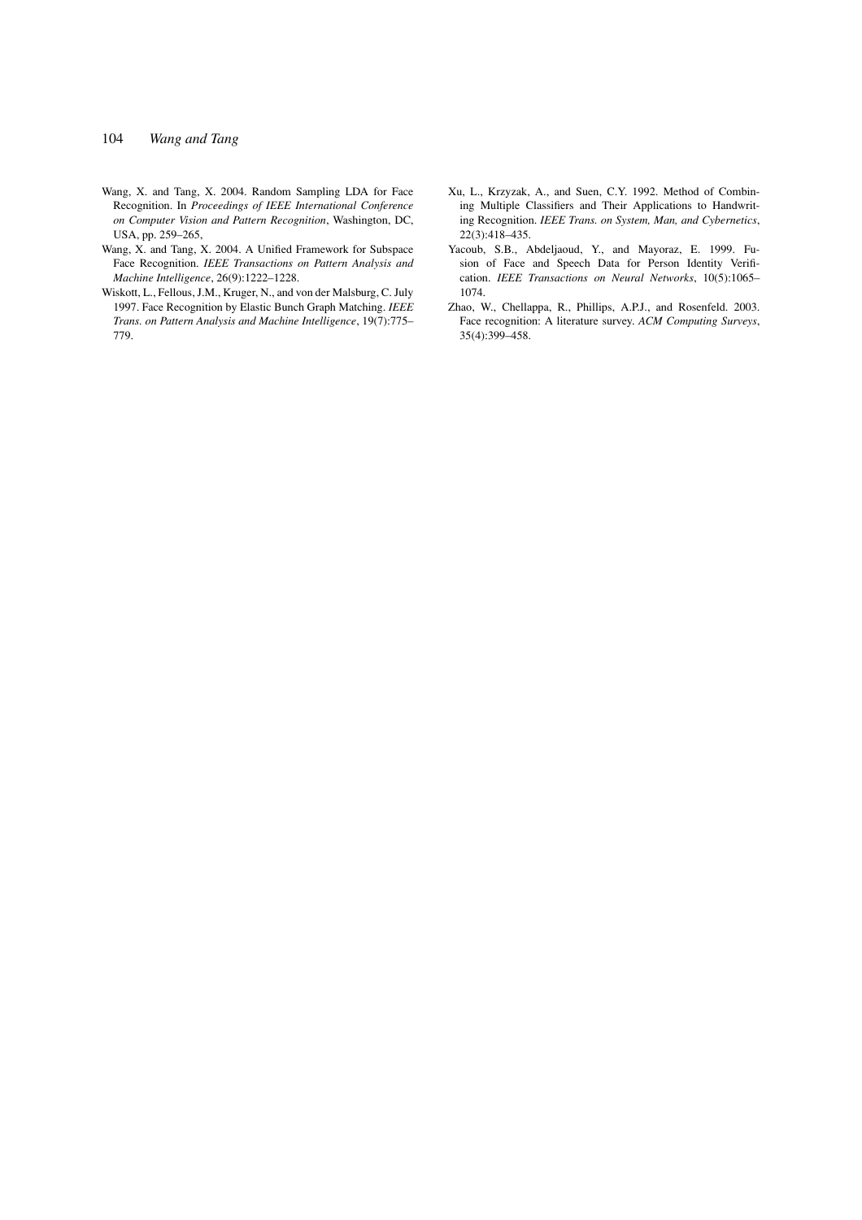Wang, X. and Tang, X. 2004. Random Sampling LDA for Face Recognition. In *Proceedings of IEEE International Conference on Computer Vision and Pattern Recognition*, Washington, DC, USA, pp. 259–265,

Wang, X. and Tang, X. 2004. A Unified Framework for Subspace Face Recognition. *IEEE Transactions on Pattern Analysis and Machine Intelligence*, 26(9):1222–1228.

Wiskott, L., Fellous, J.M., Kruger, N., and von der Malsburg, C. July 1997. Face Recognition by Elastic Bunch Graph Matching. *IEEE Trans. on Pattern Analysis and Machine Intelligence*, 19(7):775–779.

Xu, L., Krzyzak, A., and Suen, C.Y. 1992. Method of Combining Multiple Classifiers and Their Applications to Handwriting Recognition. *IEEE Trans. on System, Man, and Cybernetics*, 22(3):418–435.

Yacoub, S.B., Abdeljaoud, Y., and Mayoraz, E. 1999. Fusion of Face and Speech Data for Person Identity Verification. *IEEE Transactions on Neural Networks*, 10(5):1065–1074.

Zhao, W., Chellappa, R., Phillips, A.P.J., and Rosenfeld. 2003. Face recognition: A literature survey. *ACM Computing Surveys*, 35(4):399–458.